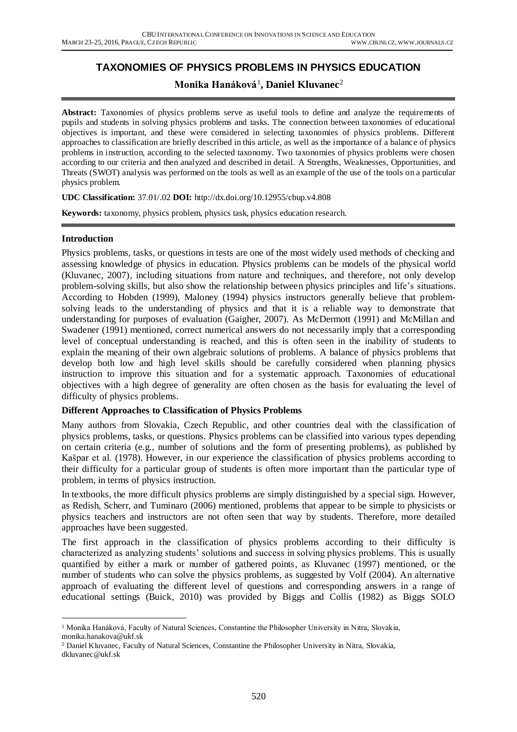# TAXONOMIES OF PHYSICS PROBLEMS IN PHYSICS EDUCATION

**Monika Hanáková**[1]**, Daniel Kluvanec**[2]

**Abstract:** Taxonomies of physics problems serve as useful tools to define and analyze the requirements of pupils and students in solving physics problems and tasks. The connection between taxonomies of educational objectives is important, and these were considered in selecting taxonomies of physics problems. Different approaches to classification are briefly described in this article, as well as the importance of a balance of physics problems in instruction, according to the selected taxonomy. Two taxonomies of physics problems were chosen according to our criteria and then analyzed and described in detail. A Strengths, Weaknesses, Opportunities, and Threats (SWOT) analysis was performed on the tools as well as an example of the use of the tools on a particular physics problem.

**UDC Classification:** 37.01/.02 **DOI:** http://dx.doi.org/10.12955/cbup.v4.808

**Keywords:** taxonomy, physics problem, physics task, physics education research.

## Introduction

Physics problems, tasks, or questions in tests are one of the most widely used methods of checking and assessing knowledge of physics in education. Physics problems can be models of the physical world (Kluvanec, 2007), including situations from nature and techniques, and therefore, not only develop problem-solving skills, but also show the relationship between physics principles and life's situations. According to Hobden (1999), Maloney (1994) physics instructors generally believe that problem-solving leads to the understanding of physics and that it is a reliable way to demonstrate that understanding for purposes of evaluation (Gaigher, 2007). As McDermott (1991) and McMillan and Swadener (1991) mentioned, correct numerical answers do not necessarily imply that a corresponding level of conceptual understanding is reached, and this is often seen in the inability of students to explain the meaning of their own algebraic solutions of problems. A balance of physics problems that develop both low and high level skills should be carefully considered when planning physics instruction to improve this situation and for a systematic approach. Taxonomies of educational objectives with a high degree of generality are often chosen as the basis for evaluating the level of difficulty of physics problems.

## Different Approaches to Classification of Physics Problems

Many authors from Slovakia, Czech Republic, and other countries deal with the classification of physics problems, tasks, or questions. Physics problems can be classified into various types depending on certain criteria (e.g., number of solutions and the form of presenting problems), as published by Kašpar et al. (1978). However, in our experience the classification of physics problems according to their difficulty for a particular group of students is often more important than the particular type of problem, in terms of physics instruction.

In textbooks, the more difficult physics problems are simply distinguished by a special sign. However, as Redish, Scherr, and Tuminaro (2006) mentioned, problems that appear to be simple to physicists or physics teachers and instructors are not often seen that way by students. Therefore, more detailed approaches have been suggested.

The first approach in the classification of physics problems according to their difficulty is characterized as analyzing students' solutions and success in solving physics problems. This is usually quantified by either a mark or number of gathered points, as Kluvanec (1997) mentioned, or the number of students who can solve the physics problems, as suggested by Volf (2004). An alternative approach of evaluating the different level of questions and corresponding answers in a range of educational settings (Buick, 2010) was provided by Biggs and Collis (1982) as Biggs SOLO

---

[1] Monika Hanáková, Faculty of Natural Sciences, Constantine the Philosopher University in Nitra, Slovakia, monika.hanakova@ukf.sk

[2] Daniel Kluvanec, Faculty of Natural Sciences, Constantine the Philosopher University in Nitra, Slovakia, dkluvanec@ukf.sk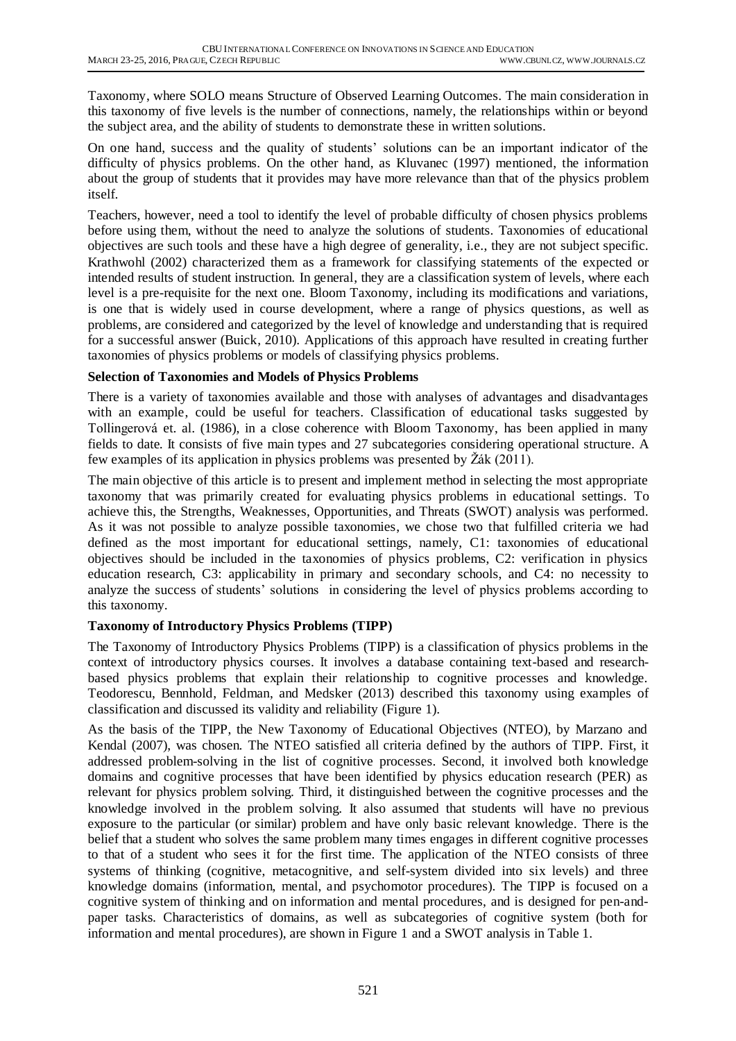Taxonomy, where SOLO means Structure of Observed Learning Outcomes. The main consideration in this taxonomy of five levels is the number of connections, namely, the relationships within or beyond the subject area, and the ability of students to demonstrate these in written solutions.

On one hand, success and the quality of students' solutions can be an important indicator of the difficulty of physics problems. On the other hand, as Kluvanec (1997) mentioned, the information about the group of students that it provides may have more relevance than that of the physics problem itself.

Teachers, however, need a tool to identify the level of probable difficulty of chosen physics problems before using them, without the need to analyze the solutions of students. Taxonomies of educational objectives are such tools and these have a high degree of generality, i.e., they are not subject specific. Krathwohl (2002) characterized them as a framework for classifying statements of the expected or intended results of student instruction. In general, they are a classification system of levels, where each level is a pre-requisite for the next one. Bloom Taxonomy, including its modifications and variations, is one that is widely used in course development, where a range of physics questions, as well as problems, are considered and categorized by the level of knowledge and understanding that is required for a successful answer (Buick, 2010). Applications of this approach have resulted in creating further taxonomies of physics problems or models of classifying physics problems.

### Selection of Taxonomies and Models of Physics Problems

There is a variety of taxonomies available and those with analyses of advantages and disadvantages with an example, could be useful for teachers. Classification of educational tasks suggested by Tollingerová et. al. (1986), in a close coherence with Bloom Taxonomy, has been applied in many fields to date. It consists of five main types and 27 subcategories considering operational structure. A few examples of its application in physics problems was presented by Žák (2011).

The main objective of this article is to present and implement method in selecting the most appropriate taxonomy that was primarily created for evaluating physics problems in educational settings. To achieve this, the Strengths, Weaknesses, Opportunities, and Threats (SWOT) analysis was performed. As it was not possible to analyze possible taxonomies, we chose two that fulfilled criteria we had defined as the most important for educational settings, namely, C1: taxonomies of educational objectives should be included in the taxonomies of physics problems, C2: verification in physics education research, C3: applicability in primary and secondary schools, and C4: no necessity to analyze the success of students' solutions in considering the level of physics problems according to this taxonomy.

### Taxonomy of Introductory Physics Problems (TIPP)

The Taxonomy of Introductory Physics Problems (TIPP) is a classification of physics problems in the context of introductory physics courses. It involves a database containing text-based and research-based physics problems that explain their relationship to cognitive processes and knowledge. Teodorescu, Bennhold, Feldman, and Medsker (2013) described this taxonomy using examples of classification and discussed its validity and reliability (Figure 1).

As the basis of the TIPP, the New Taxonomy of Educational Objectives (NTEO), by Marzano and Kendal (2007), was chosen. The NTEO satisfied all criteria defined by the authors of TIPP. First, it addressed problem-solving in the list of cognitive processes. Second, it involved both knowledge domains and cognitive processes that have been identified by physics education research (PER) as relevant for physics problem solving. Third, it distinguished between the cognitive processes and the knowledge involved in the problem solving. It also assumed that students will have no previous exposure to the particular (or similar) problem and have only basic relevant knowledge. There is the belief that a student who solves the same problem many times engages in different cognitive processes to that of a student who sees it for the first time. The application of the NTEO consists of three systems of thinking (cognitive, metacognitive, and self-system divided into six levels) and three knowledge domains (information, mental, and psychomotor procedures). The TIPP is focused on a cognitive system of thinking and on information and mental procedures, and is designed for pen-and-paper tasks. Characteristics of domains, as well as subcategories of cognitive system (both for information and mental procedures), are shown in Figure 1 and a SWOT analysis in Table 1.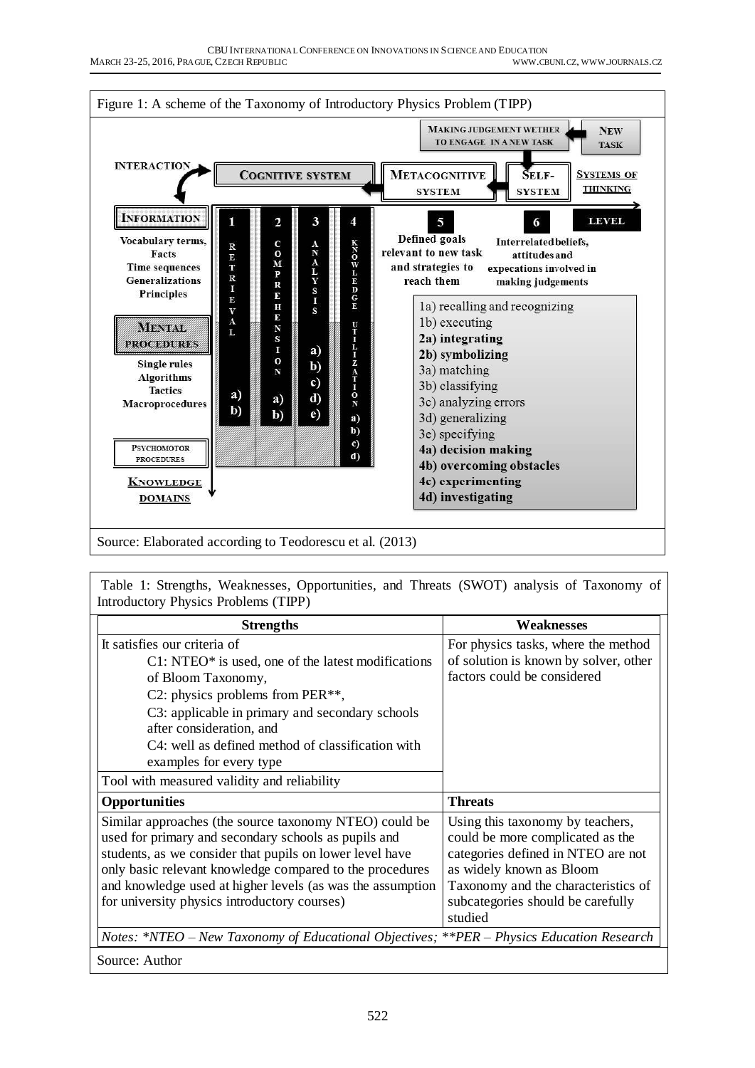Figure 1: A scheme of the Taxonomy of Introductory Physics Problem (TIPP)

MAKING JUDGEMENT WETHER TO ENGAGE IN A NEW TASK

NEW TASK

INTERACTION

COGNITIVE SYSTEM

METACOGNITIVE SYSTEM

SELF-SYSTEM

SYSTEMS OF THINKING

INFORMATION

Vocabulary terms, Facts, Time sequences, Generalizations, Principles

MENTAL PROCEDURES

Single rules, Algorithms, Tactics, Macroprocedures

PSYCHOMOTOR PROCEDURES

KNOWLEDGE DOMAINS

1 RETRIEVAL a) b)

2 COMPREHENSION a) b)

3 ANALYSIS a) b) c) d) e)

4 KNOWLEDGE UTILIZATION a) b) c) d)

5 Defined goals relevant to new task and strategies to reach them

6 Interrelated beliefs, attitudes and expecations involved in making judgements

LEVEL

1a) recalling and recognizing
1b) executing
**2a) integrating**
**2b) symbolizing**
3a) matching
3b) classifying
3c) analyzing errors
3d) generalizing
3e) specifying
**4a) decision making**
**4b) overcoming obstacles**
**4c) experimenting**
**4d) investigating**

Source: Elaborated according to Teodorescu et al. (2013)

Table 1: Strengths, Weaknesses, Opportunities, and Threats (SWOT) analysis of Taxonomy of Introductory Physics Problems (TIPP)

| **Strengths** | **Weaknesses** |
|---|---|
| It satisfies our criteria of<br>C1: NTEO* is used, one of the latest modifications of Bloom Taxonomy,<br>C2: physics problems from PER**,<br>C3: applicable in primary and secondary schools after consideration, and<br>C4: well as defined method of classification with examples for every type<br>Tool with measured validity and reliability | For physics tasks, where the method of solution is known by solver, other factors could be considered |
| **Opportunities** | **Threats** |
| Similar approaches (the source taxonomy NTEO) could be used for primary and secondary schools as pupils and students, as we consider that pupils on lower level have only basic relevant knowledge compared to the procedures and knowledge used at higher levels (as was the assumption for university physics introductory courses) | Using this taxonomy by teachers, could be more complicated as the categories defined in NTEO are not as widely known as Bloom Taxonomy and the characteristics of subcategories should be carefully studied |

*Notes: \*NTEO – New Taxonomy of Educational Objectives; \*\*PER – Physics Education Research*

Source: Author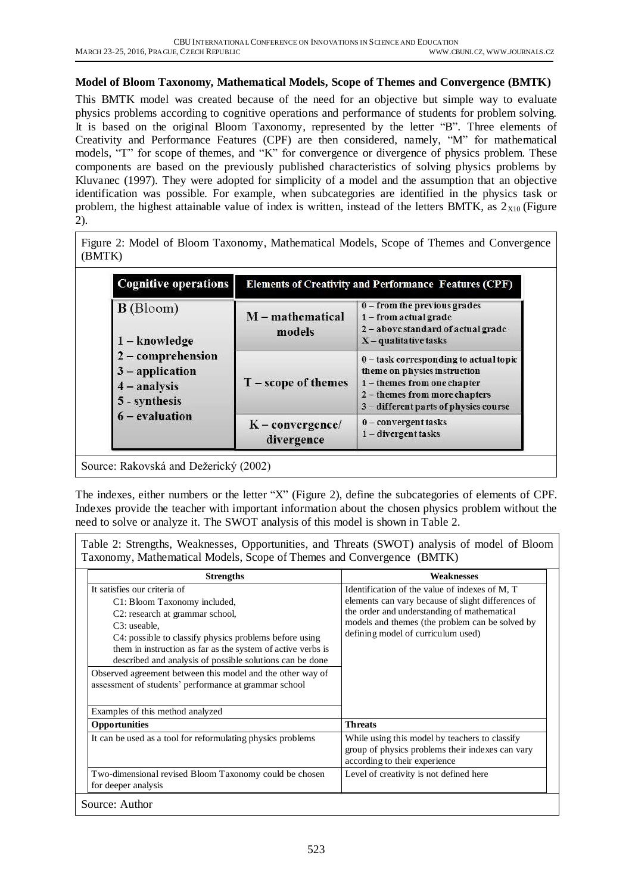**Model of Bloom Taxonomy, Mathematical Models, Scope of Themes and Convergence (BMTK)**

This BMTK model was created because of the need for an objective but simple way to evaluate physics problems according to cognitive operations and performance of students for problem solving. It is based on the original Bloom Taxonomy, represented by the letter "B". Three elements of Creativity and Performance Features (CPF) are then considered, namely, "M" for mathematical models, "T" for scope of themes, and "K" for convergence or divergence of physics problem. These components are based on the previously published characteristics of solving physics problems by Kluvanec (1997). They were adopted for simplicity of a model and the assumption that an objective identification was possible. For example, when subcategories are identified in the physics task or problem, the highest attainable value of index is written, instead of the letters BMTK, as $2_{X10}$ (Figure 2).

Figure 2: Model of Bloom Taxonomy, Mathematical Models, Scope of Themes and Convergence (BMTK)

| Cognitive operations | Elements of Creativity and Performance Features (CPF) | |
|---|---|---|
| **B** (Bloom)<br><br>1 – knowledge<br>2 – comprehension<br>3 – application<br>4 – analysis<br>5 - synthesis<br>6 – evaluation | M – mathematical models | 0 – from the previous grades<br>1 – from actual grade<br>2 – above standard of actual grade<br>X – qualitative tasks |
| | T – scope of themes | 0 – task corresponding to actual topic theme on physics instruction<br>1 – themes from one chapter<br>2 – themes from more chapters<br>3 – different parts of physics course |
| | K – convergence/ divergence | 0 – convergent tasks<br>1 – divergent tasks |

Source: Rakovská and Dežerický (2002)

The indexes, either numbers or the letter "X" (Figure 2), define the subcategories of elements of CPF. Indexes provide the teacher with important information about the chosen physics problem without the need to solve or analyze it. The SWOT analysis of this model is shown in Table 2.

Table 2: Strengths, Weaknesses, Opportunities, and Threats (SWOT) analysis of model of Bloom Taxonomy, Mathematical Models, Scope of Themes and Convergence (BMTK)

| Strengths | Weaknesses |
|---|---|
| It satisfies our criteria of<br>C1: Bloom Taxonomy included,<br>C2: research at grammar school,<br>C3: useable,<br>C4: possible to classify physics problems before using them in instruction as far as the system of active verbs is described and analysis of possible solutions can be done | Identification of the value of indexes of M, T elements can vary because of slight differences of the order and understanding of mathematical models and themes (the problem can be solved by defining model of curriculum used) |
| Observed agreement between this model and the other way of assessment of students' performance at grammar school | |
| Examples of this method analyzed | |
| **Opportunities** | **Threats** |
| It can be used as a tool for reformulating physics problems | While using this model by teachers to classify group of physics problems their indexes can vary according to their experience |
| Two-dimensional revised Bloom Taxonomy could be chosen for deeper analysis | Level of creativity is not defined here |

Source: Author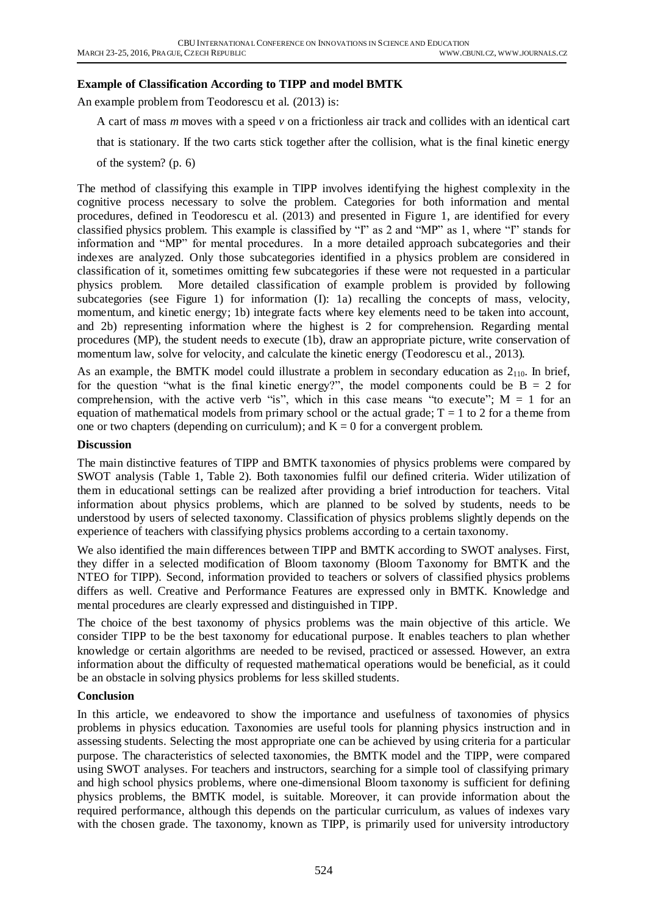**Example of Classification According to TIPP and model BMTK**

An example problem from Teodorescu et al. (2013) is:

> A cart of mass *m* moves with a speed *v* on a frictionless air track and collides with an identical cart that is stationary. If the two carts stick together after the collision, what is the final kinetic energy of the system? (p. 6)

The method of classifying this example in TIPP involves identifying the highest complexity in the cognitive process necessary to solve the problem. Categories for both information and mental procedures, defined in Teodorescu et al. (2013) and presented in Figure 1, are identified for every classified physics problem. This example is classified by "I" as 2 and "MP" as 1, where "I" stands for information and "MP" for mental procedures. In a more detailed approach subcategories and their indexes are analyzed. Only those subcategories identified in a physics problem are considered in classification of it, sometimes omitting few subcategories if these were not requested in a particular physics problem. More detailed classification of example problem is provided by following subcategories (see Figure 1) for information (I): 1a) recalling the concepts of mass, velocity, momentum, and kinetic energy; 1b) integrate facts where key elements need to be taken into account, and 2b) representing information where the highest is 2 for comprehension. Regarding mental procedures (MP), the student needs to execute (1b), draw an appropriate picture, write conservation of momentum law, solve for velocity, and calculate the kinetic energy (Teodorescu et al., 2013).

As an example, the BMTK model could illustrate a problem in secondary education as $2_{110}$. In brief, for the question "what is the final kinetic energy?", the model components could be $B = 2$ for comprehension, with the active verb "is", which in this case means "to execute"; $M = 1$ for an equation of mathematical models from primary school or the actual grade; $T = 1$ to 2 for a theme from one or two chapters (depending on curriculum); and $K = 0$ for a convergent problem.

**Discussion**

The main distinctive features of TIPP and BMTK taxonomies of physics problems were compared by SWOT analysis (Table 1, Table 2). Both taxonomies fulfil our defined criteria. Wider utilization of them in educational settings can be realized after providing a brief introduction for teachers. Vital information about physics problems, which are planned to be solved by students, needs to be understood by users of selected taxonomy. Classification of physics problems slightly depends on the experience of teachers with classifying physics problems according to a certain taxonomy.

We also identified the main differences between TIPP and BMTK according to SWOT analyses. First, they differ in a selected modification of Bloom taxonomy (Bloom Taxonomy for BMTK and the NTEO for TIPP). Second, information provided to teachers or solvers of classified physics problems differs as well. Creative and Performance Features are expressed only in BMTK. Knowledge and mental procedures are clearly expressed and distinguished in TIPP.

The choice of the best taxonomy of physics problems was the main objective of this article. We consider TIPP to be the best taxonomy for educational purpose. It enables teachers to plan whether knowledge or certain algorithms are needed to be revised, practiced or assessed. However, an extra information about the difficulty of requested mathematical operations would be beneficial, as it could be an obstacle in solving physics problems for less skilled students.

**Conclusion**

In this article, we endeavored to show the importance and usefulness of taxonomies of physics problems in physics education. Taxonomies are useful tools for planning physics instruction and in assessing students. Selecting the most appropriate one can be achieved by using criteria for a particular purpose. The characteristics of selected taxonomies, the BMTK model and the TIPP, were compared using SWOT analyses. For teachers and instructors, searching for a simple tool of classifying primary and high school physics problems, where one-dimensional Bloom taxonomy is sufficient for defining physics problems, the BMTK model, is suitable. Moreover, it can provide information about the required performance, although this depends on the particular curriculum, as values of indexes vary with the chosen grade. The taxonomy, known as TIPP, is primarily used for university introductory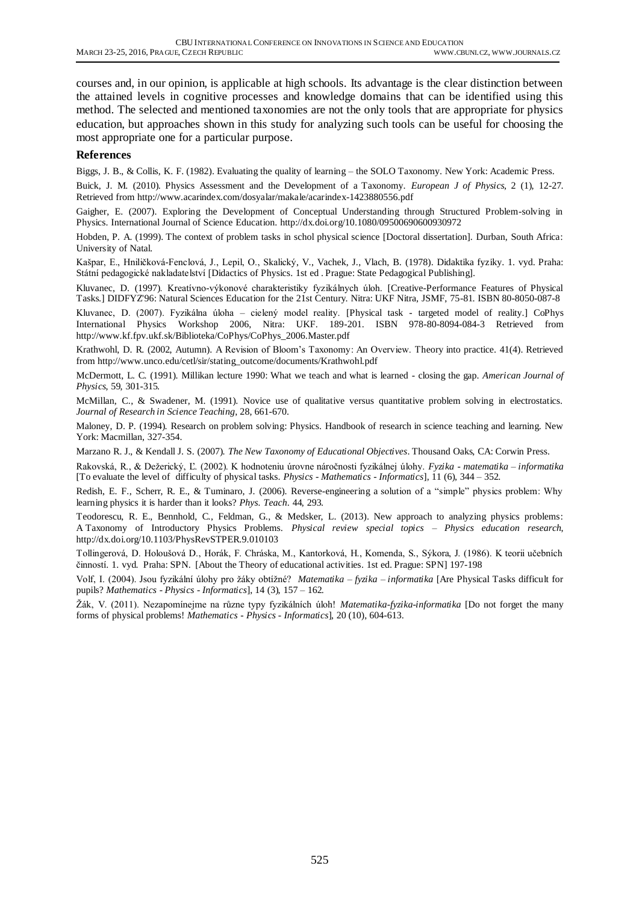courses and, in our opinion, is applicable at high schools. Its advantage is the clear distinction between the attained levels in cognitive processes and knowledge domains that can be identified using this method. The selected and mentioned taxonomies are not the only tools that are appropriate for physics education, but approaches shown in this study for analyzing such tools can be useful for choosing the most appropriate one for a particular purpose.

## References

Biggs, J. B., & Collis, K. F. (1982). Evaluating the quality of learning – the SOLO Taxonomy. New York: Academic Press.

Buick, J. M. (2010). Physics Assessment and the Development of a Taxonomy. *European J of Physics*, 2 (1), 12-27. Retrieved from http://www.acarindex.com/dosyalar/makale/acarindex-1423880556.pdf

Gaigher, E. (2007). Exploring the Development of Conceptual Understanding through Structured Problem-solving in Physics. International Journal of Science Education. http://dx.doi.org/10.1080/09500690600930972

Hobden, P. A. (1999). The context of problem tasks in schol physical science [Doctoral dissertation]. Durban, South Africa: University of Natal.

Kašpar, E., Hniličková-Fenclová, J., Lepil, O., Skalický, V., Vachek, J., Vlach, B. (1978). Didaktika fyziky. 1. vyd. Praha: Státní pedagogické nakladatelství [Didactics of Physics. 1st ed . Prague: State Pedagogical Publishing].

Kluvanec, D. (1997). Kreatívno-výkonové charakteristiky fyzikálnych úloh. [Creative-Performance Features of Physical Tasks.] DIDFYZ'96: Natural Sciences Education for the 21st Century. Nitra: UKF Nitra, JSMF, 75-81. ISBN 80-8050-087-8

Kluvanec, D. (2007). Fyzikálna úloha – cielený model reality. [Physical task - targeted model of reality.] CoPhys International Physics Workshop 2006, Nitra: UKF. 189-201. ISBN 978-80-8094-084-3 Retrieved from http://www.kf.fpv.ukf.sk/Biblioteka/CoPhys/CoPhys_2006.Master.pdf

Krathwohl, D. R. (2002, Autumn). A Revision of Bloom's Taxonomy: An Overview. Theory into practice. 41(4). Retrieved from http://www.unco.edu/cetl/sir/stating_outcome/documents/Krathwohl.pdf

McDermott, L. C. (1991). Millikan lecture 1990: What we teach and what is learned - closing the gap. *American Journal of Physics*, 59, 301-315.

McMillan, C., & Swadener, M. (1991). Novice use of qualitative versus quantitative problem solving in electrostatics. *Journal of Research in Science Teaching*, 28, 661-670.

Maloney, D. P. (1994). Research on problem solving: Physics. Handbook of research in science teaching and learning. New York: Macmillan, 327-354.

Marzano R. J., & Kendall J. S. (2007). *The New Taxonomy of Educational Objectives*. Thousand Oaks, CA: Corwin Press.

Rakovská, R., & Dežerický, Ľ. (2002). K hodnoteniu úrovne náročnosti fyzikálnej úlohy. *Fyzika - matematika – informatika* [To evaluate the level of difficulty of physical tasks. *Physics - Mathematics - Informatics*], 11 (6), 344 – 352.

Redish, E. F., Scherr, R. E., & Tuminaro, J. (2006). Reverse-engineering a solution of a "simple" physics problem: Why learning physics it is harder than it looks? *Phys. Teach*. 44, 293.

Teodorescu, R. E., Bennhold, C., Feldman, G., & Medsker, L. (2013). New approach to analyzing physics problems: A Taxonomy of Introductory Physics Problems. *Physical review special topics – Physics education research*, http://dx.doi.org/10.1103/PhysRevSTPER.9.010103

Tollingerová, D. Holoušová D., Horák, F. Chráska, M., Kantorková, H., Komenda, S., Sýkora, J. (1986). K teorii učebních činností. 1. vyd. Praha: SPN. [About the Theory of educational activities. 1st ed. Prague: SPN] 197-198

Volf, I. (2004). Jsou fyzikální úlohy pro žáky obtížné? *Matematika – fyzika – informatika* [Are Physical Tasks difficult for pupils? *Mathematics - Physics - Informatics*], 14 (3), 157 – 162.

Žák, V. (2011). Nezapomínejme na různe typy fyzikálních úloh! *Matematika-fyzika-informatika* [Do not forget the many forms of physical problems! *Mathematics - Physics - Informatics*], 20 (10), 604-613.